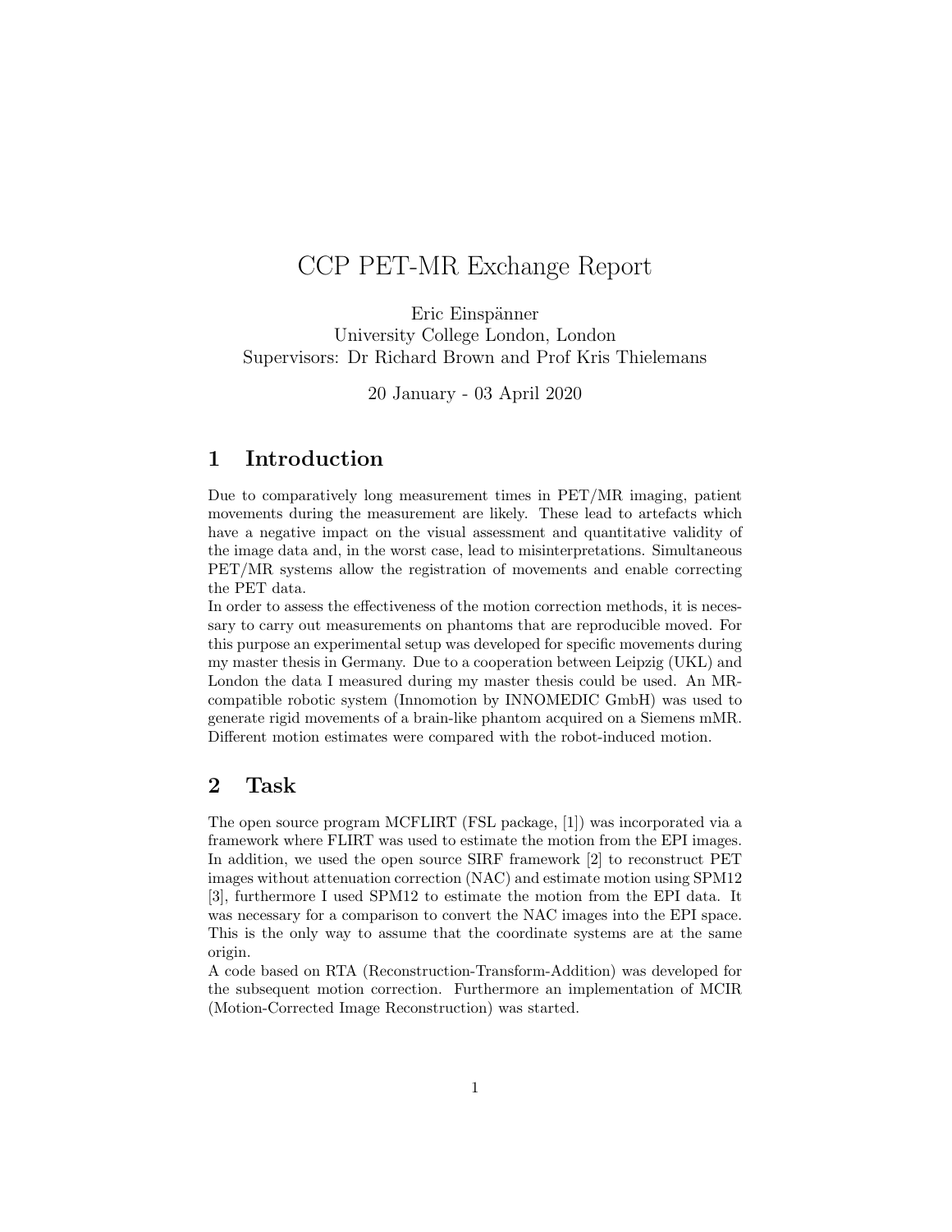# CCP PET-MR Exchange Report

Eric Einspänner
University College London, London
Supervisors: Dr Richard Brown and Prof Kris Thielemans

20 January - 03 April 2020

## 1 Introduction

Due to comparatively long measurement times in PET/MR imaging, patient movements during the measurement are likely. These lead to artefacts which have a negative impact on the visual assessment and quantitative validity of the image data and, in the worst case, lead to misinterpretations. Simultaneous PET/MR systems allow the registration of movements and enable correcting the PET data.
In order to assess the effectiveness of the motion correction methods, it is necessary to carry out measurements on phantoms that are reproducible moved. For this purpose an experimental setup was developed for specific movements during my master thesis in Germany. Due to a cooperation between Leipzig (UKL) and London the data I measured during my master thesis could be used. An MR-compatible robotic system (Innomotion by INNOMEDIC GmbH) was used to generate rigid movements of a brain-like phantom acquired on a Siemens mMR. Different motion estimates were compared with the robot-induced motion.

## 2 Task

The open source program MCFLIRT (FSL package, [1]) was incorporated via a framework where FLIRT was used to estimate the motion from the EPI images. In addition, we used the open source SIRF framework [2] to reconstruct PET images without attenuation correction (NAC) and estimate motion using SPM12 [3], furthermore I used SPM12 to estimate the motion from the EPI data. It was necessary for a comparison to convert the NAC images into the EPI space. This is the only way to assume that the coordinate systems are at the same origin.
A code based on RTA (Reconstruction-Transform-Addition) was developed for the subsequent motion correction. Furthermore an implementation of MCIR (Motion-Corrected Image Reconstruction) was started.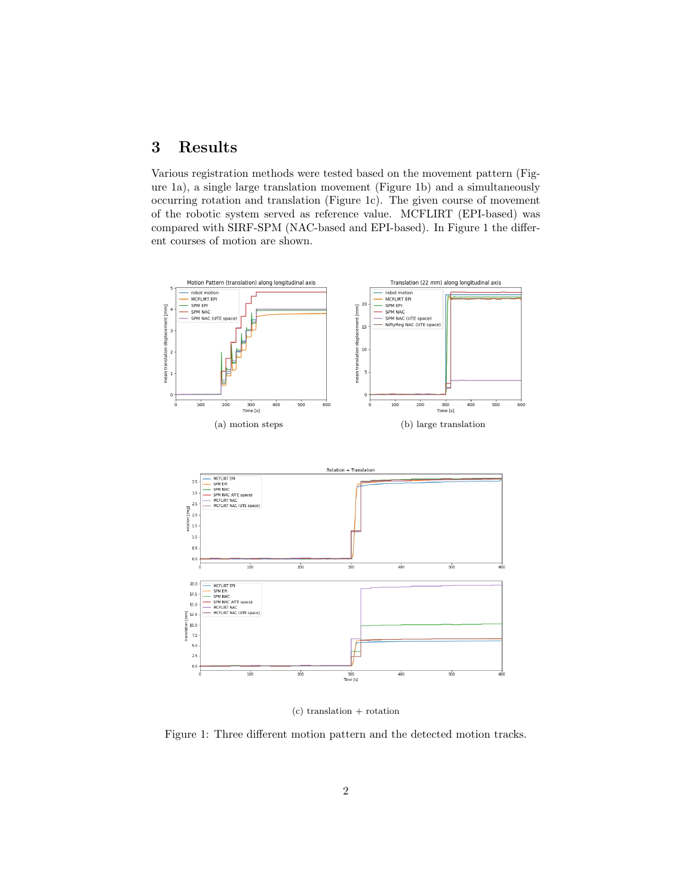# 3 Results

Various registration methods were tested based on the movement pattern (Figure 1a), a single large translation movement (Figure 1b) and a simultaneously occurring rotation and translation (Figure 1c). The given course of movement of the robotic system served as reference value. MCFLIRT (EPI-based) was compared with SIRF-SPM (NAC-based and EPI-based). In Figure 1 the different courses of motion are shown.

(a) motion steps

(b) large translation

(c) translation + rotation

Figure 1: Three different motion pattern and the detected motion tracks.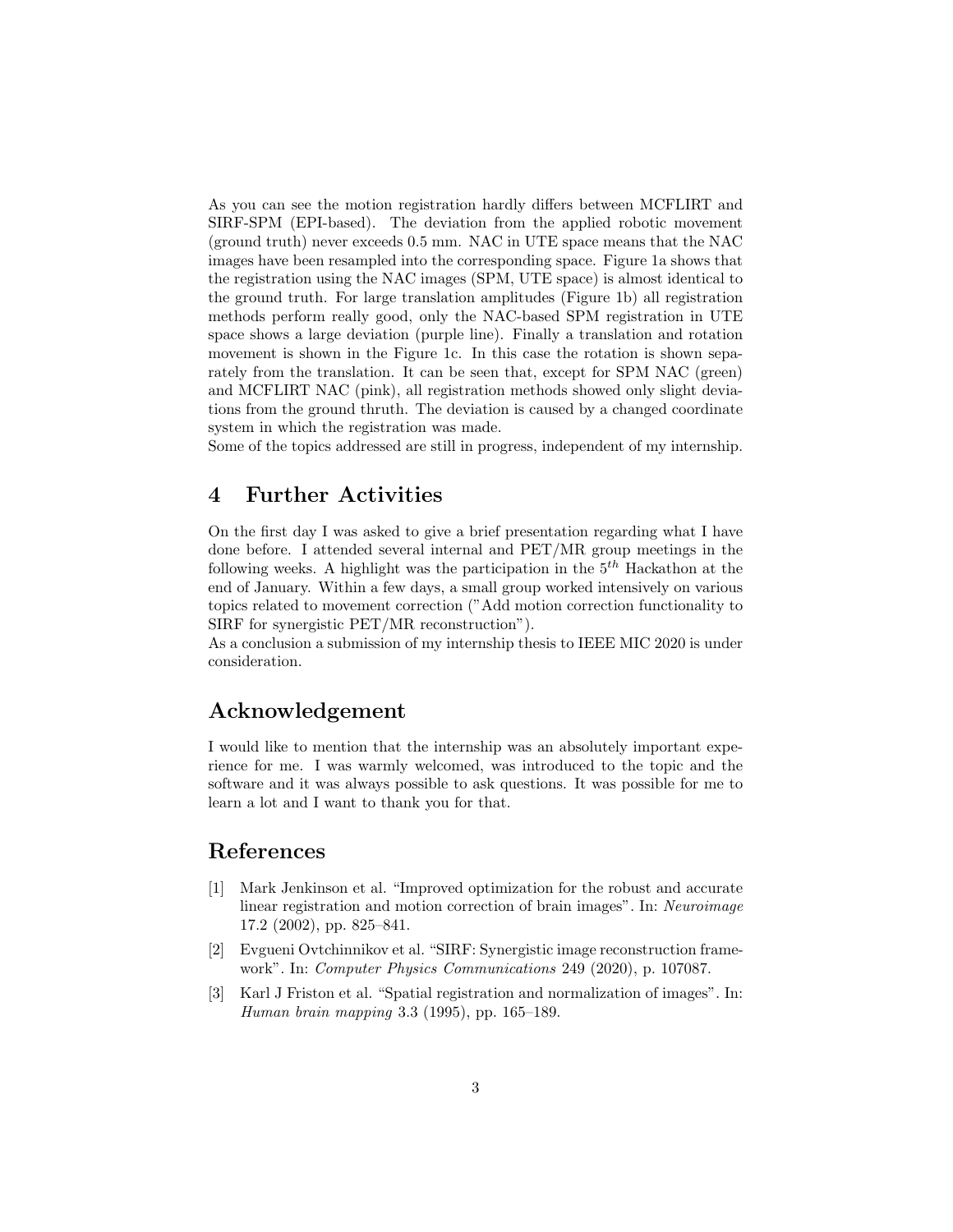As you can see the motion registration hardly differs between MCFLIRT and SIRF-SPM (EPI-based). The deviation from the applied robotic movement (ground truth) never exceeds 0.5 mm. NAC in UTE space means that the NAC images have been resampled into the corresponding space. Figure 1a shows that the registration using the NAC images (SPM, UTE space) is almost identical to the ground truth. For large translation amplitudes (Figure 1b) all registration methods perform really good, only the NAC-based SPM registration in UTE space shows a large deviation (purple line). Finally a translation and rotation movement is shown in the Figure 1c. In this case the rotation is shown separately from the translation. It can be seen that, except for SPM NAC (green) and MCFLIRT NAC (pink), all registration methods showed only slight deviations from the ground thruth. The deviation is caused by a changed coordinate system in which the registration was made.
Some of the topics addressed are still in progress, independent of my internship.

## 4 Further Activities

On the first day I was asked to give a brief presentation regarding what I have done before. I attended several internal and PET/MR group meetings in the following weeks. A highlight was the participation in the $5^{th}$ Hackathon at the end of January. Within a few days, a small group worked intensively on various topics related to movement correction ("Add motion correction functionality to SIRF for synergistic PET/MR reconstruction").
As a conclusion a submission of my internship thesis to IEEE MIC 2020 is under consideration.

## Acknowledgement

I would like to mention that the internship was an absolutely important experience for me. I was warmly welcomed, was introduced to the topic and the software and it was always possible to ask questions. It was possible for me to learn a lot and I want to thank you for that.

## References

[1] Mark Jenkinson et al. "Improved optimization for the robust and accurate linear registration and motion correction of brain images". In: *Neuroimage* 17.2 (2002), pp. 825–841.

[2] Evgueni Ovtchinnikov et al. "SIRF: Synergistic image reconstruction framework". In: *Computer Physics Communications* 249 (2020), p. 107087.

[3] Karl J Friston et al. "Spatial registration and normalization of images". In: *Human brain mapping* 3.3 (1995), pp. 165–189.